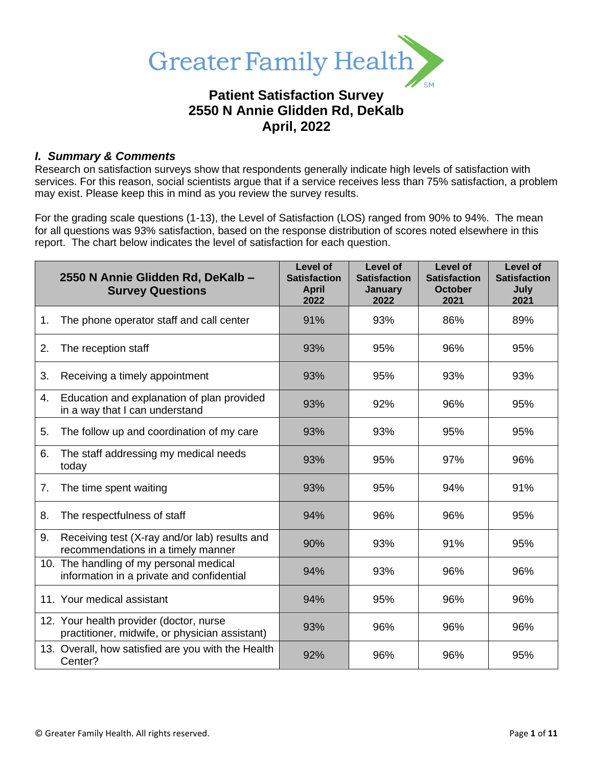Greater Family Health[SM]

# Patient Satisfaction Survey
## 2550 N Annie Glidden Rd, DeKalb
## April, 2022

### *I. Summary & Comments*

Research on satisfaction surveys show that respondents generally indicate high levels of satisfaction with services. For this reason, social scientists argue that if a service receives less than 75% satisfaction, a problem may exist. Please keep this in mind as you review the survey results.

For the grading scale questions (1-13), the Level of Satisfaction (LOS) ranged from 90% to 94%. The mean for all questions was 93% satisfaction, based on the response distribution of scores noted elsewhere in this report. The chart below indicates the level of satisfaction for each question.

| 2550 N Annie Glidden Rd, DeKalb – Survey Questions | Level of Satisfaction April 2022 | Level of Satisfaction January 2022 | Level of Satisfaction October 2021 | Level of Satisfaction July 2021 |
|---|---|---|---|---|
| 1. The phone operator staff and call center | 91% | 93% | 86% | 89% |
| 2. The reception staff | 93% | 95% | 96% | 95% |
| 3. Receiving a timely appointment | 93% | 95% | 93% | 93% |
| 4. Education and explanation of plan provided in a way that I can understand | 93% | 92% | 96% | 95% |
| 5. The follow up and coordination of my care | 93% | 93% | 95% | 95% |
| 6. The staff addressing my medical needs today | 93% | 95% | 97% | 96% |
| 7. The time spent waiting | 93% | 95% | 94% | 91% |
| 8. The respectfulness of staff | 94% | 96% | 96% | 95% |
| 9. Receiving test (X-ray and/or lab) results and recommendations in a timely manner | 90% | 93% | 91% | 95% |
| 10. The handling of my personal medical information in a private and confidential | 94% | 93% | 96% | 96% |
| 11. Your medical assistant | 94% | 95% | 96% | 96% |
| 12. Your health provider (doctor, nurse practitioner, midwife, or physician assistant) | 93% | 96% | 96% | 96% |
| 13. Overall, how satisfied are you with the Health Center? | 92% | 96% | 96% | 95% |

© Greater Family Health. All rights reserved.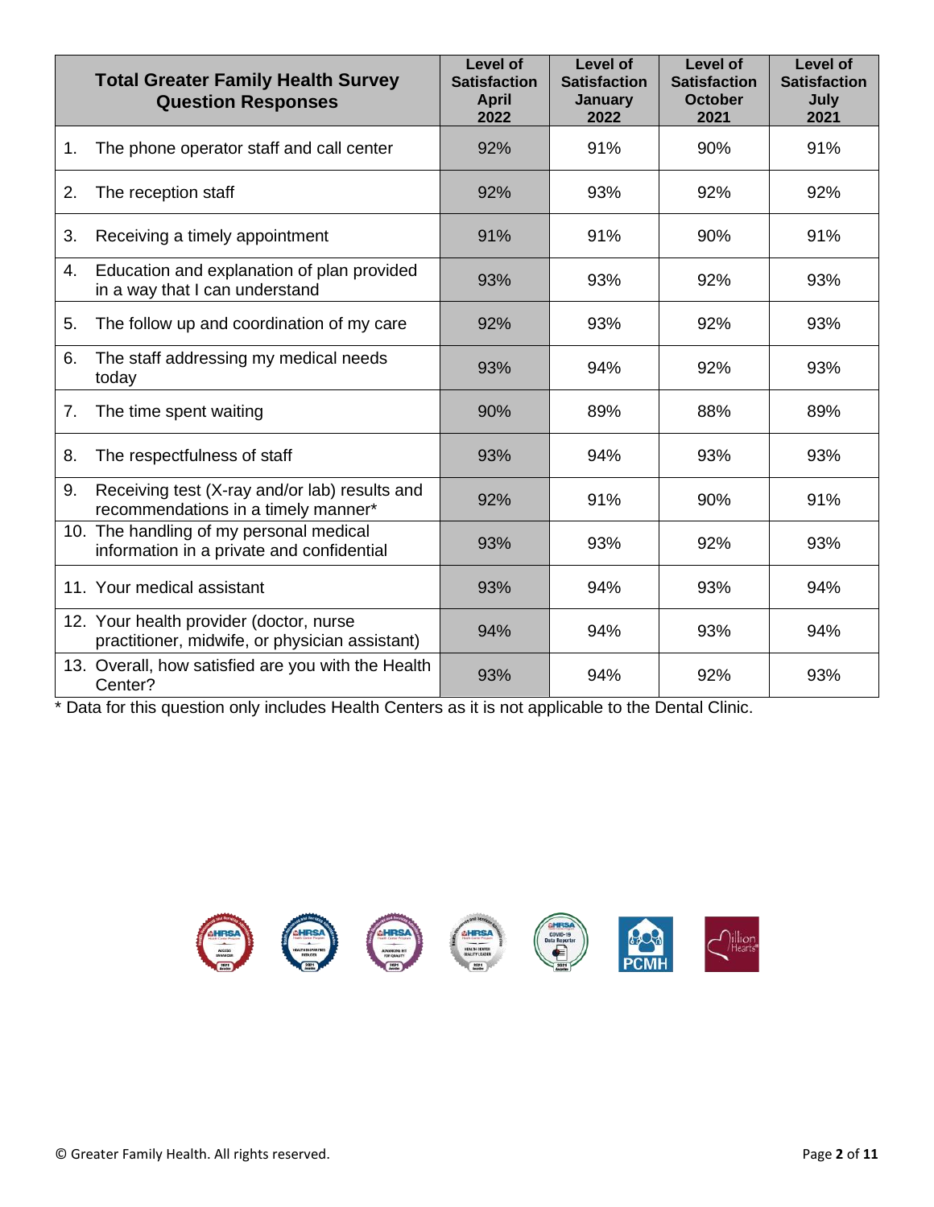| Total Greater Family Health Survey Question Responses | Level of Satisfaction April 2022 | Level of Satisfaction January 2022 | Level of Satisfaction October 2021 | Level of Satisfaction July 2021 |
|---|---|---|---|---|
| 1. The phone operator staff and call center | 92% | 91% | 90% | 91% |
| 2. The reception staff | 92% | 93% | 92% | 92% |
| 3. Receiving a timely appointment | 91% | 91% | 90% | 91% |
| 4. Education and explanation of plan provided in a way that I can understand | 93% | 93% | 92% | 93% |
| 5. The follow up and coordination of my care | 92% | 93% | 92% | 93% |
| 6. The staff addressing my medical needs today | 93% | 94% | 92% | 93% |
| 7. The time spent waiting | 90% | 89% | 88% | 89% |
| 8. The respectfulness of staff | 93% | 94% | 93% | 93% |
| 9. Receiving test (X-ray and/or lab) results and recommendations in a timely manner* | 92% | 91% | 90% | 91% |
| 10. The handling of my personal medical information in a private and confidential | 93% | 93% | 92% | 93% |
| 11. Your medical assistant | 93% | 94% | 93% | 94% |
| 12. Your health provider (doctor, nurse practitioner, midwife, or physician assistant) | 94% | 94% | 93% | 94% |
| 13. Overall, how satisfied are you with the Health Center? | 93% | 94% | 92% | 93% |

* Data for this question only includes Health Centers as it is not applicable to the Dental Clinic.

© Greater Family Health. All rights reserved.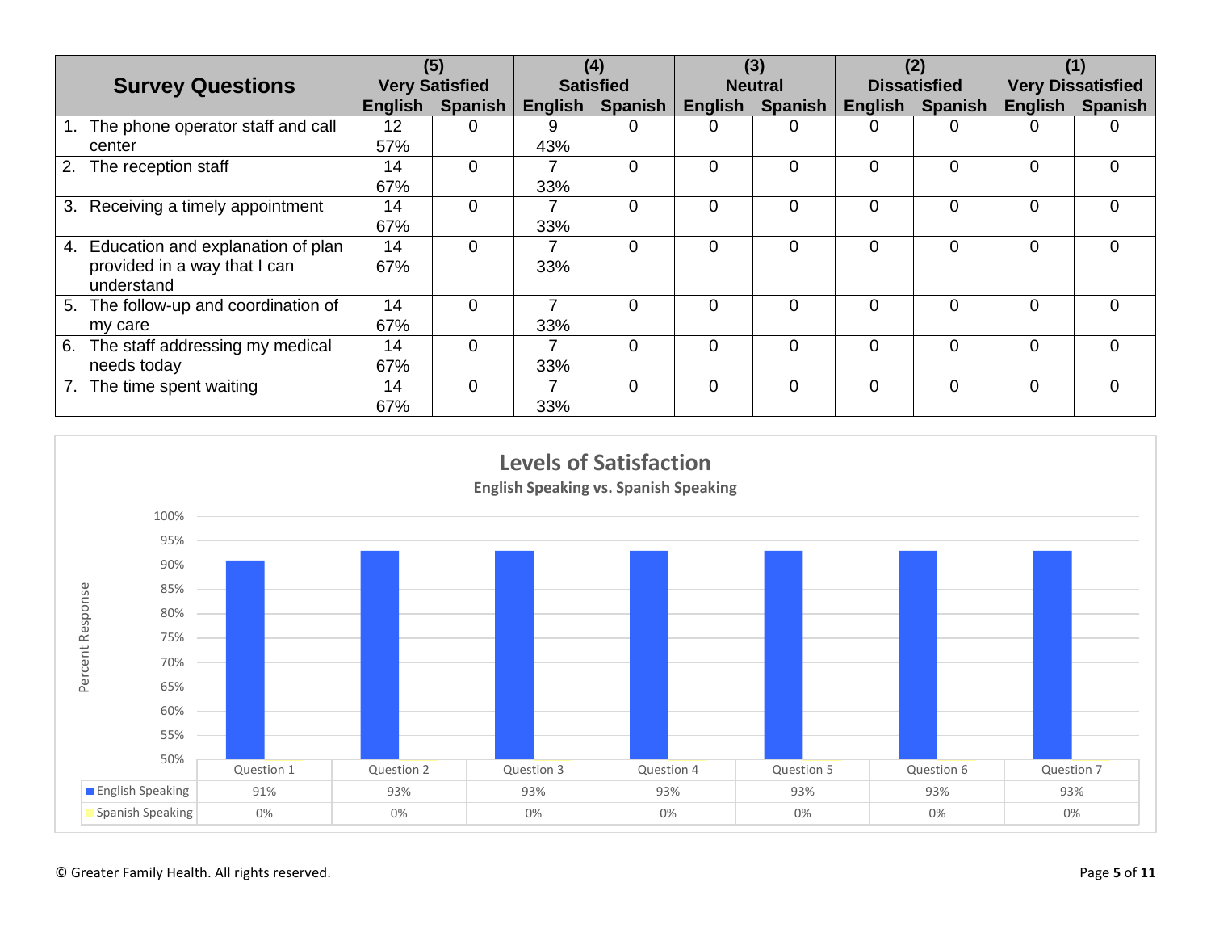| Survey Questions | (5) Very Satisfied | | (4) Satisfied | | (3) Neutral | | (2) Dissatisfied | | (1) Very Dissatisfied | |
|---|---|---|---|---|---|---|---|---|---|---|
| | English | Spanish | English | Spanish | English | Spanish | English | Spanish | English | Spanish |
| 1. The phone operator staff and call center | 12 57% | 0 | 9 43% | 0 | 0 | 0 | 0 | 0 | 0 | 0 |
| 2. The reception staff | 14 67% | 0 | 7 33% | 0 | 0 | 0 | 0 | 0 | 0 | 0 |
| 3. Receiving a timely appointment | 14 67% | 0 | 7 33% | 0 | 0 | 0 | 0 | 0 | 0 | 0 |
| 4. Education and explanation of plan provided in a way that I can understand | 14 67% | 0 | 7 33% | 0 | 0 | 0 | 0 | 0 | 0 | 0 |
| 5. The follow-up and coordination of my care | 14 67% | 0 | 7 33% | 0 | 0 | 0 | 0 | 0 | 0 | 0 |
| 6. The staff addressing my medical needs today | 14 67% | 0 | 7 33% | 0 | 0 | 0 | 0 | 0 | 0 | 0 |
| 7. The time spent waiting | 14 67% | 0 | 7 33% | 0 | 0 | 0 | 0 | 0 | 0 | 0 |

**Levels of Satisfaction**

**English Speaking vs. Spanish Speaking**

| | Question 1 | Question 2 | Question 3 | Question 4 | Question 5 | Question 6 | Question 7 |
|---|---|---|---|---|---|---|---|
| English Speaking | 91% | 93% | 93% | 93% | 93% | 93% | 93% |
| Spanish Speaking | 0% | 0% | 0% | 0% | 0% | 0% | 0% |

© Greater Family Health. All rights reserved.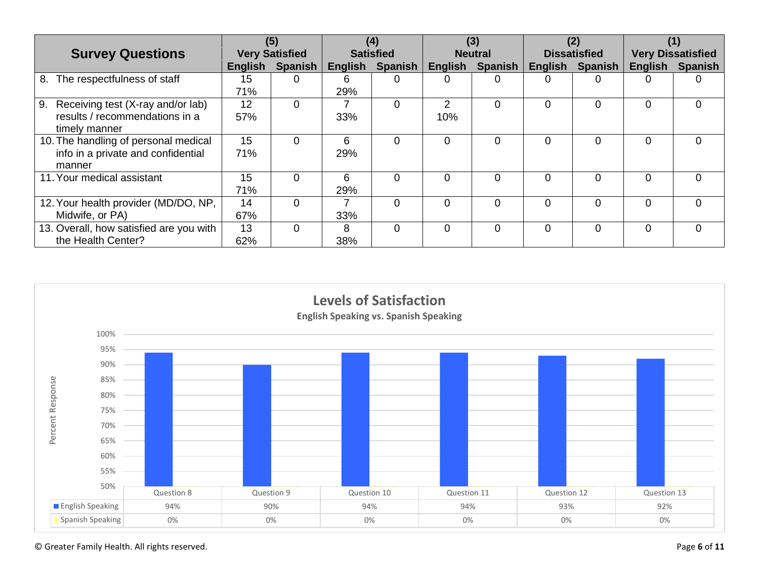| Survey Questions | (5) Very Satisfied | | (4) Satisfied | | (3) Neutral | | (2) Dissatisfied | | (1) Very Dissatisfied | |
|---|---|---|---|---|---|---|---|---|---|---|
| | English | Spanish | English | Spanish | English | Spanish | English | Spanish | English | Spanish |
| 8. The respectfulness of staff | 15 71% | 0 | 6 29% | 0 | 0 | 0 | 0 | 0 | 0 | 0 |
| 9. Receiving test (X-ray and/or lab) results / recommendations in a timely manner | 12 57% | 0 | 7 33% | 0 | 2 10% | 0 | 0 | 0 | 0 | 0 |
| 10. The handling of personal medical info in a private and confidential manner | 15 71% | 0 | 6 29% | 0 | 0 | 0 | 0 | 0 | 0 | 0 |
| 11. Your medical assistant | 15 71% | 0 | 6 29% | 0 | 0 | 0 | 0 | 0 | 0 | 0 |
| 12. Your health provider (MD/DO, NP, Midwife, or PA) | 14 67% | 0 | 7 33% | 0 | 0 | 0 | 0 | 0 | 0 | 0 |
| 13. Overall, how satisfied are you with the Health Center? | 13 62% | 0 | 8 38% | 0 | 0 | 0 | 0 | 0 | 0 | 0 |

**Levels of Satisfaction**

English Speaking vs. Spanish Speaking

| | Question 8 | Question 9 | Question 10 | Question 11 | Question 12 | Question 13 |
|---|---|---|---|---|---|---|
| English Speaking | 94% | 90% | 94% | 94% | 93% | 92% |
| Spanish Speaking | 0% | 0% | 0% | 0% | 0% | 0% |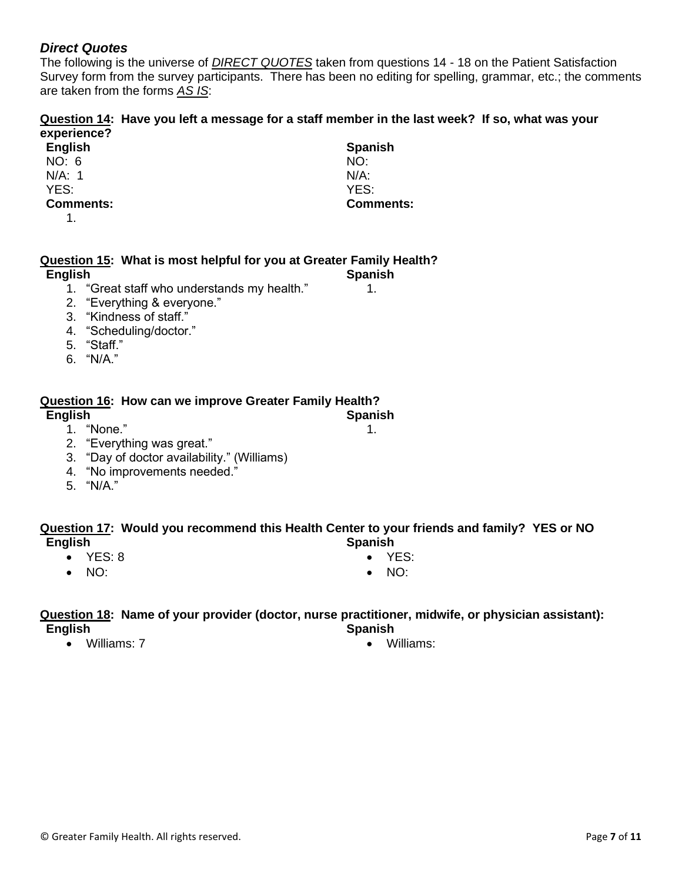### *Direct Quotes*

The following is the universe of ***DIRECT QUOTES*** taken from questions 14 - 18 on the Patient Satisfaction Survey form from the survey participants. There has been no editing for spelling, grammar, etc.; the comments are taken from the forms ***AS IS***:

**Question 14: Have you left a message for a staff member in the last week? If so, what was your experience?**

**English**

NO: 6
N/A: 1
YES:

**Comments:**

1.

**Spanish**

NO:
N/A:
YES:

**Comments:**

**Question 15: What is most helpful for you at Greater Family Health?**

**English**

1. "Great staff who understands my health."
2. "Everything & everyone."
3. "Kindness of staff."
4. "Scheduling/doctor."
5. "Staff."
6. "N/A."

**Spanish**

1.

**Question 16: How can we improve Greater Family Health?**

**English**

1. "None."
2. "Everything was great."
3. "Day of doctor availability." (Williams)
4. "No improvements needed."
5. "N/A."

**Spanish**

1.

**Question 17: Would you recommend this Health Center to your friends and family? YES or NO**

**English**

- YES: 8
- NO:

**Spanish**

- YES:
- NO:

**Question 18: Name of your provider (doctor, nurse practitioner, midwife, or physician assistant):**

**English**

- Williams: 7

**Spanish**

- Williams: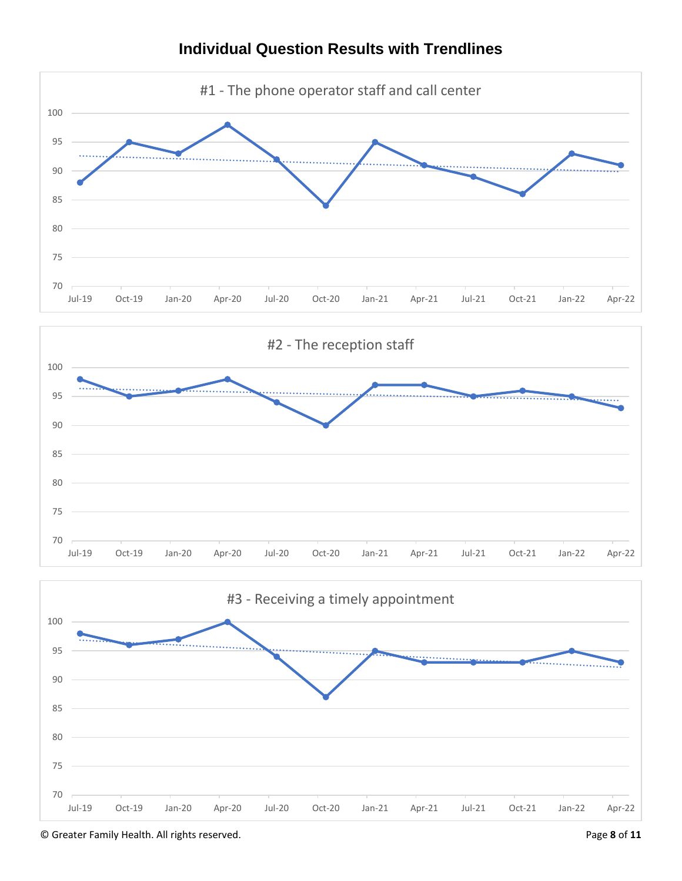# Individual Question Results with Trendlines

#1 - The phone operator staff and call center

| Quarter | Score |
|---|---|
| Jul-19 | 88 |
| Oct-19 | 95 |
| Jan-20 | 93 |
| Apr-20 | 98 |
| Jul-20 | 92 |
| Oct-20 | 84 |
| Jan-21 | 95 |
| Apr-21 | 91 |
| Jul-21 | 89 |
| Oct-21 | 86 |
| Jan-22 | 93 |
| Apr-22 | 91 |

#2 - The reception staff

| Quarter | Score |
|---|---|
| Jul-19 | 98 |
| Oct-19 | 95 |
| Jan-20 | 96 |
| Apr-20 | 98 |
| Jul-20 | 94 |
| Oct-20 | 90 |
| Jan-21 | 97 |
| Apr-21 | 97 |
| Jul-21 | 95 |
| Oct-21 | 96 |
| Jan-22 | 95 |
| Apr-22 | 93 |

#3 - Receiving a timely appointment

| Quarter | Score |
|---|---|
| Jul-19 | 98 |
| Oct-19 | 96 |
| Jan-20 | 97 |
| Apr-20 | 100 |
| Jul-20 | 94 |
| Oct-20 | 87 |
| Jan-21 | 95 |
| Apr-21 | 93 |
| Jul-21 | 93 |
| Oct-21 | 93 |
| Jan-22 | 95 |
| Apr-22 | 93 |

© Greater Family Health. All rights reserved.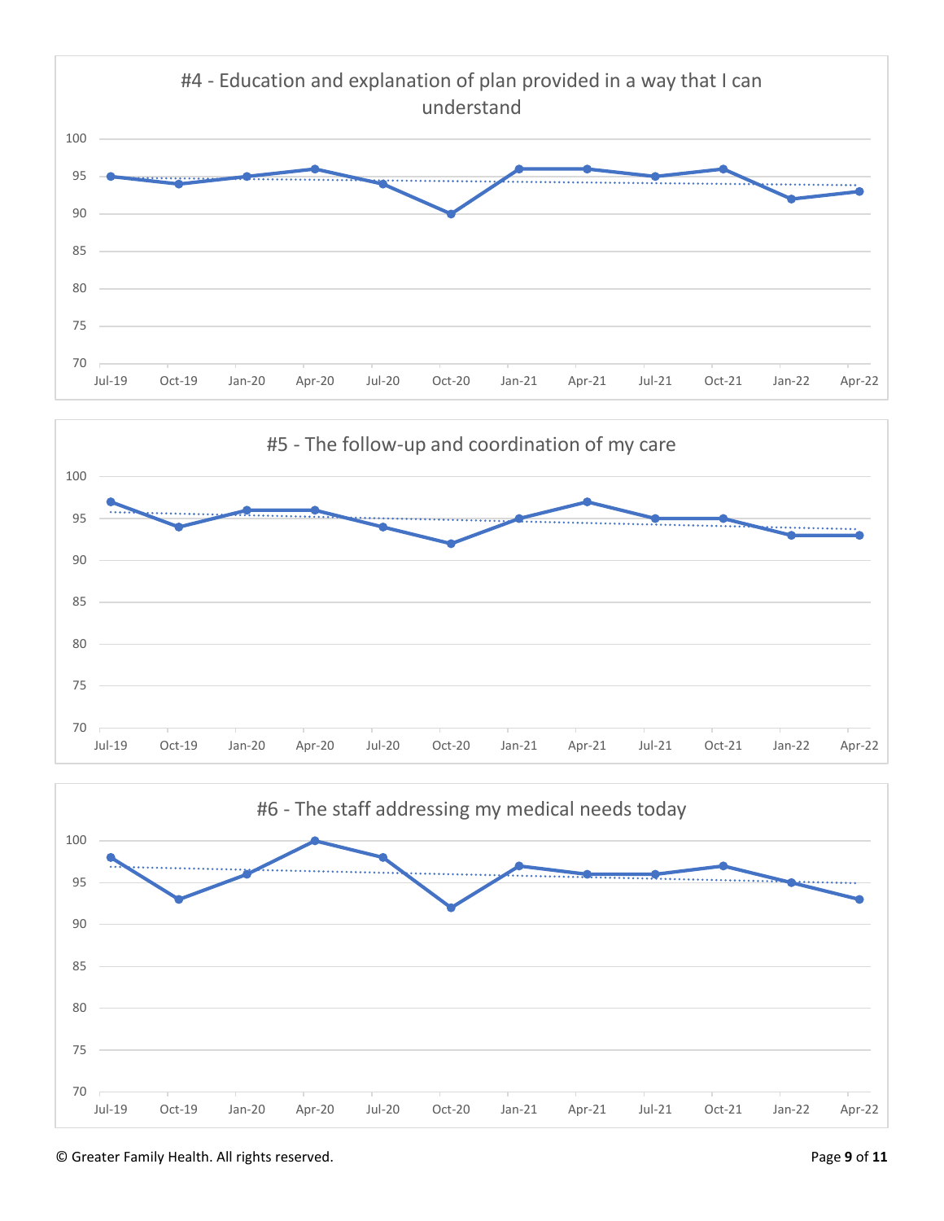#4 - Education and explanation of plan provided in a way that I can understand

| | Jul-19 | Oct-19 | Jan-20 | Apr-20 | Jul-20 | Oct-20 | Jan-21 | Apr-21 | Jul-21 | Oct-21 | Jan-22 | Apr-22 |
|---|---|---|---|---|---|---|---|---|---|---|---|---|
| Score | 95 | 94 | 95 | 96 | 94 | 90 | 96 | 96 | 95 | 96 | 92 | 93 |

#5 - The follow-up and coordination of my care

| | Jul-19 | Oct-19 | Jan-20 | Apr-20 | Jul-20 | Oct-20 | Jan-21 | Apr-21 | Jul-21 | Oct-21 | Jan-22 | Apr-22 |
|---|---|---|---|---|---|---|---|---|---|---|---|---|
| Score | 97 | 94 | 96 | 96 | 94 | 92 | 95 | 97 | 95 | 95 | 93 | 93 |

#6 - The staff addressing my medical needs today

| | Jul-19 | Oct-19 | Jan-20 | Apr-20 | Jul-20 | Oct-20 | Jan-21 | Apr-21 | Jul-21 | Oct-21 | Jan-22 | Apr-22 |
|---|---|---|---|---|---|---|---|---|---|---|---|---|
| Score | 98 | 93 | 96 | 100 | 98 | 92 | 97 | 96 | 96 | 97 | 95 | 93 |

© Greater Family Health. All rights reserved.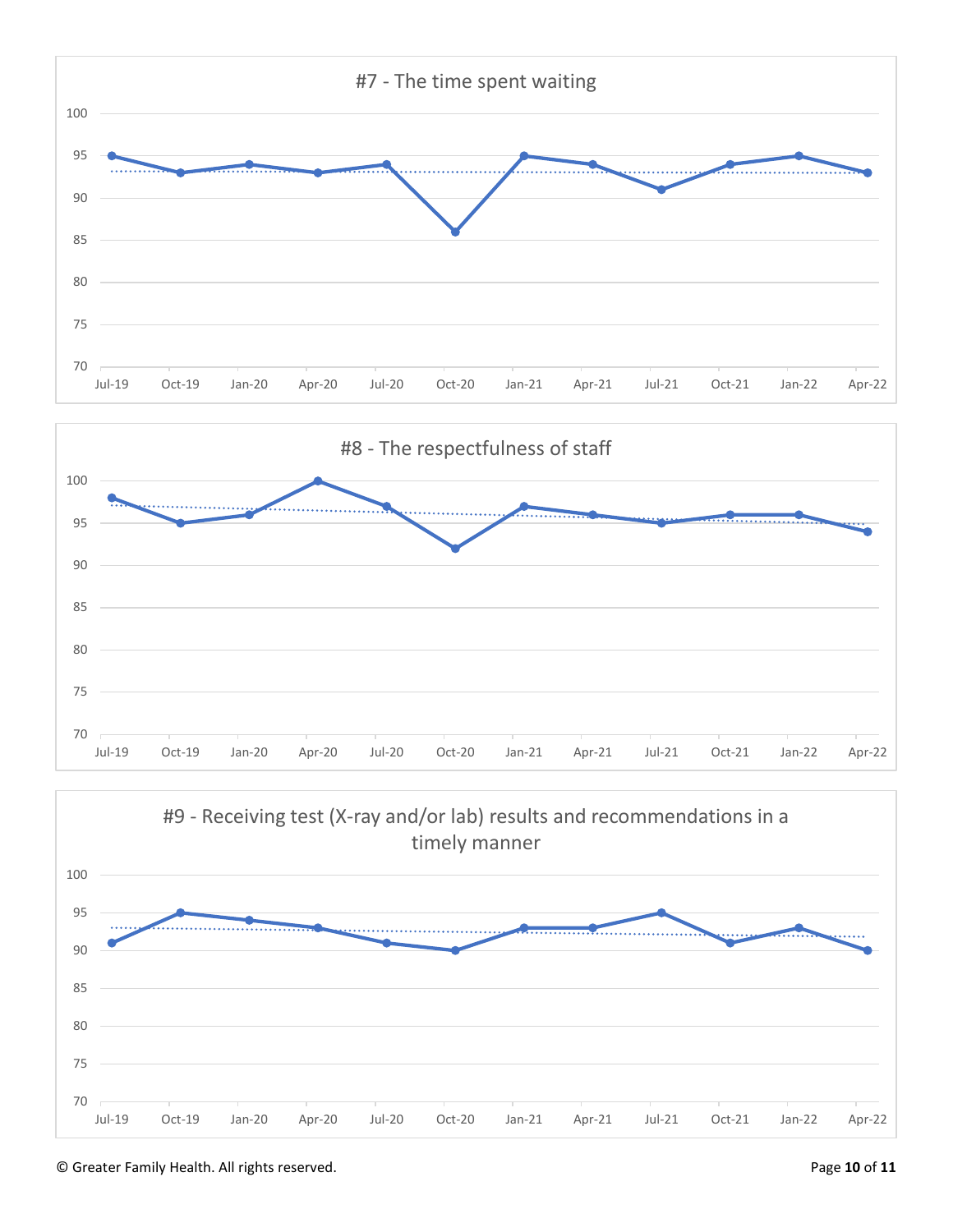#7 - The time spent waiting

| | Jul-19 | Oct-19 | Jan-20 | Apr-20 | Jul-20 | Oct-20 | Jan-21 | Apr-21 | Jul-21 | Oct-21 | Jan-22 | Apr-22 |
|---|---|---|---|---|---|---|---|---|---|---|---|---|
| Score | 95 | 93 | 94 | 93 | 94 | 86 | 95 | 94 | 91 | 94 | 95 | 93 |

#8 - The respectfulness of staff

| | Jul-19 | Oct-19 | Jan-20 | Apr-20 | Jul-20 | Oct-20 | Jan-21 | Apr-21 | Jul-21 | Oct-21 | Jan-22 | Apr-22 |
|---|---|---|---|---|---|---|---|---|---|---|---|---|
| Score | 98 | 95 | 96 | 100 | 97 | 92 | 97 | 96 | 95 | 96 | 96 | 94 |

#9 - Receiving test (X-ray and/or lab) results and recommendations in a timely manner

| | Jul-19 | Oct-19 | Jan-20 | Apr-20 | Jul-20 | Oct-20 | Jan-21 | Apr-21 | Jul-21 | Oct-21 | Jan-22 | Apr-22 |
|---|---|---|---|---|---|---|---|---|---|---|---|---|
| Score | 91 | 95 | 94 | 93 | 91 | 90 | 93 | 93 | 95 | 91 | 93 | 90 |

© Greater Family Health. All rights reserved.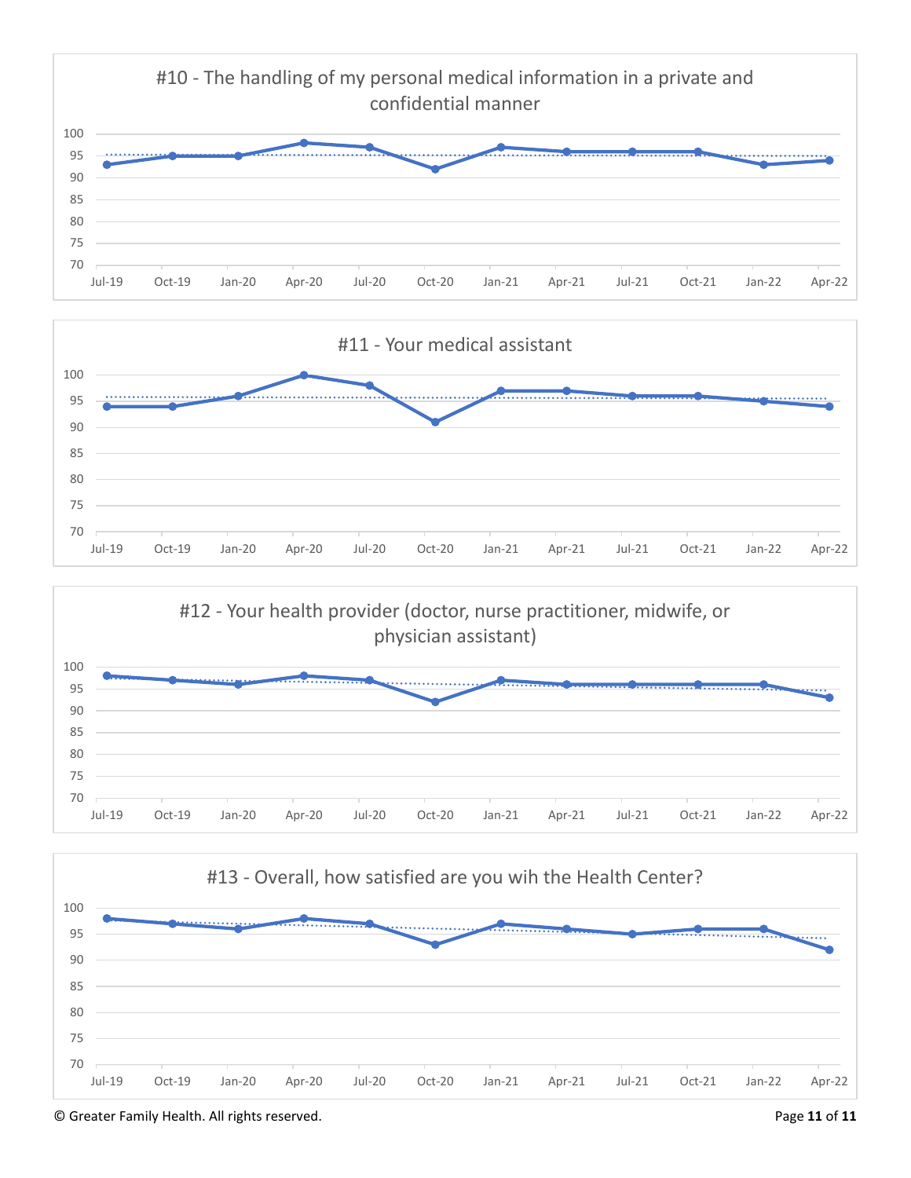#10 - The handling of my personal medical information in a private and confidential manner

100
95
90
85
80
75
70

Jul-19 Oct-19 Jan-20 Apr-20 Jul-20 Oct-20 Jan-21 Apr-21 Jul-21 Oct-21 Jan-22 Apr-22

#11 - Your medical assistant

100
95
90
85
80
75
70

Jul-19 Oct-19 Jan-20 Apr-20 Jul-20 Oct-20 Jan-21 Apr-21 Jul-21 Oct-21 Jan-22 Apr-22

#12 - Your health provider (doctor, nurse practitioner, midwife, or physician assistant)

100
95
90
85
80
75
70

Jul-19 Oct-19 Jan-20 Apr-20 Jul-20 Oct-20 Jan-21 Apr-21 Jul-21 Oct-21 Jan-22 Apr-22

#13 - Overall, how satisfied are you wih the Health Center?

100
95
90
85
80
75
70

Jul-19 Oct-19 Jan-20 Apr-20 Jul-20 Oct-20 Jan-21 Apr-21 Jul-21 Oct-21 Jan-22 Apr-22

© Greater Family Health. All rights reserved.